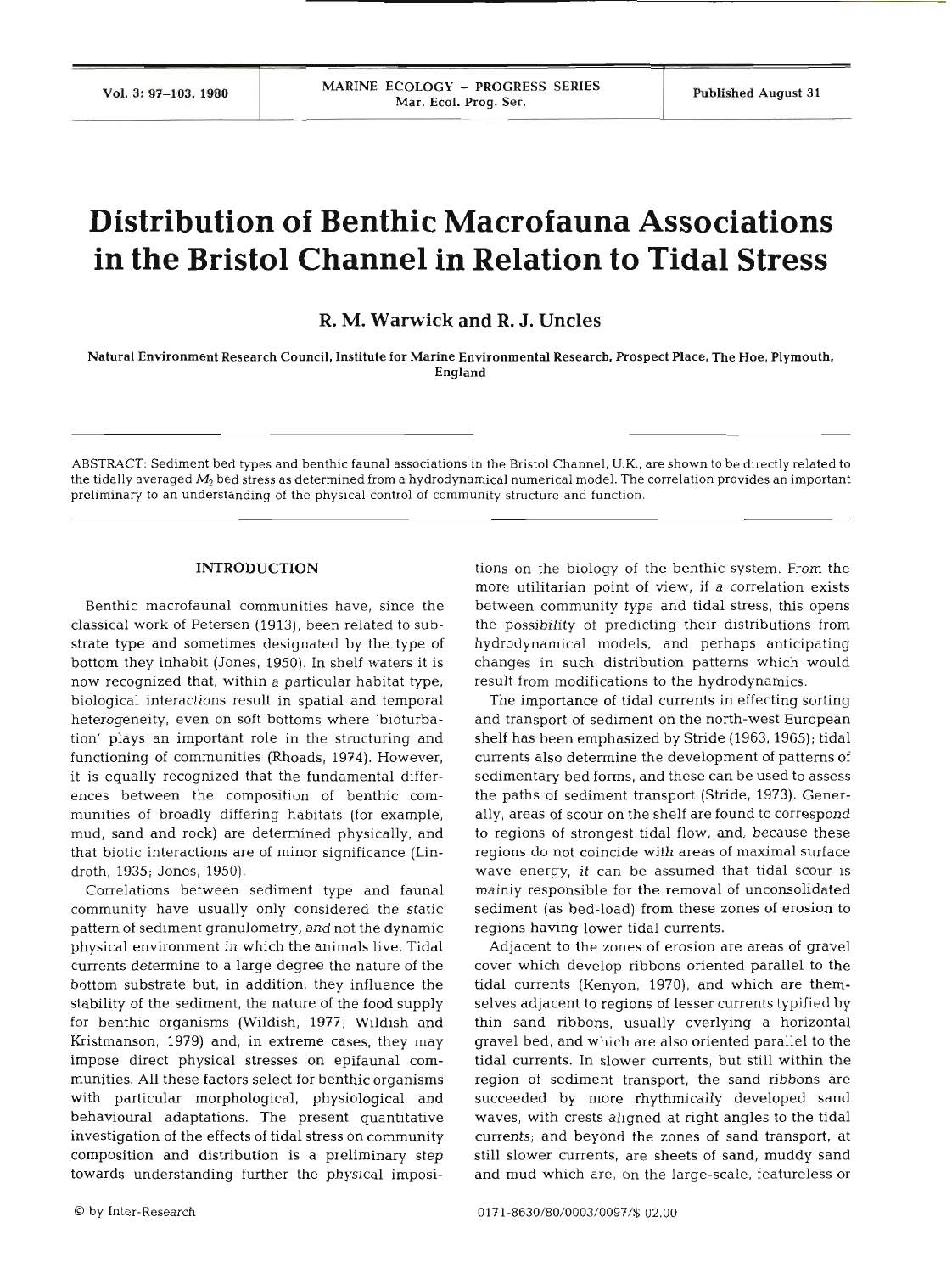# Distribution of Benthic Macrofauna Associations in the Bristol Channel in Relation to Tidal Stress

**R. M. Warwick and R. J. Uncles**

Natural Environment Research Council, Institute for Marine Environmental Research, Prospect Place, The Hoe, Plymouth, England

ABSTRACT: Sediment bed types and benthic faunal associations in the Bristol Channel, U.K., are shown to be directly related to the tidally averaged $M_2$ bed stress as determined from a hydrodynamical numerical model. The correlation provides an important preliminary to an understanding of the physical control of community structure and function.

## INTRODUCTION

Benthic macrofaunal communities have, since the classical work of Petersen (1913), been related to substrate type and sometimes designated by the type of bottom they inhabit (Jones, 1950). In shelf waters it is now recognized that, within a particular habitat type, biological interactions result in spatial and temporal heterogeneity, even on soft bottoms where 'bioturbation' plays an important role in the structuring and functioning of communities (Rhoads, 1974). However, it is equally recognized that the fundamental differences between the composition of benthic communities of broadly differing habitats (for example, mud, sand and rock) are determined physically, and that biotic interactions are of minor significance (Lindroth, 1935; Jones, 1950).

Correlations between sediment type and faunal community have usually only considered the static pattern of sediment granulometry, and not the dynamic physical environment in which the animals live. Tidal currents determine to a large degree the nature of the bottom substrate but, in addition, they influence the stability of the sediment, the nature of the food supply for benthic organisms (Wildish, 1977; Wildish and Kristmanson, 1979) and, in extreme cases, they may impose direct physical stresses on epifaunal communities. All these factors select for benthic organisms with particular morphological, physiological and behavioural adaptations. The present quantitative investigation of the effects of tidal stress on community composition and distribution is a preliminary step towards understanding further the physical impositions on the biology of the benthic system. From the more utilitarian point of view, if a correlation exists between community type and tidal stress, this opens the possibility of predicting their distributions from hydrodynamical models, and perhaps anticipating changes in such distribution patterns which would result from modifications to the hydrodynamics.

The importance of tidal currents in effecting sorting and transport of sediment on the north-west European shelf has been emphasized by Stride (1963, 1965); tidal currents also determine the development of patterns of sedimentary bed forms, and these can be used to assess the paths of sediment transport (Stride, 1973). Generally, areas of scour on the shelf are found to correspond to regions of strongest tidal flow, and, because these regions do not coincide with areas of maximal surface wave energy, it can be assumed that tidal scour is mainly responsible for the removal of unconsolidated sediment (as bed-load) from these zones of erosion to regions having lower tidal currents.

Adjacent to the zones of erosion are areas of gravel cover which develop ribbons oriented parallel to the tidal currents (Kenyon, 1970), and which are themselves adjacent to regions of lesser currents typified by thin sand ribbons, usually overlying a horizontal gravel bed, and which are also oriented parallel to the tidal currents. In slower currents, but still within the region of sediment transport, the sand ribbons are succeeded by more rhythmically developed sand waves, with crests aligned at right angles to the tidal currents; and beyond the zones of sand transport, at still slower currents, are sheets of sand, muddy sand and mud which are, on the large-scale, featureless or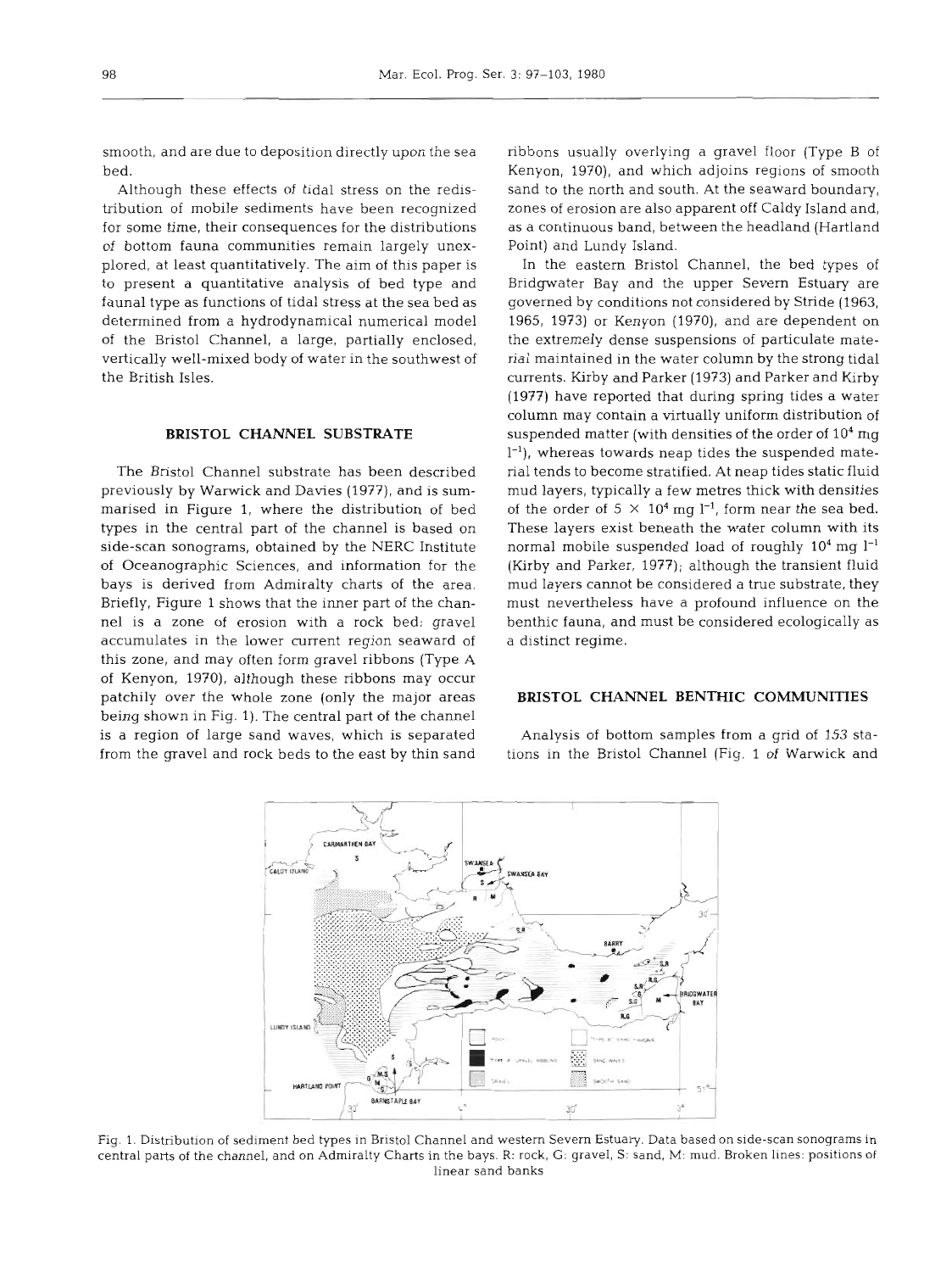smooth, and are due to deposition directly upon the sea bed.

Although these effects of tidal stress on the redistribution of mobile sediments have been recognized for some time, their consequences for the distributions of bottom fauna communities remain largely unexplored, at least quantitatively. The aim of this paper is to present a quantitative analysis of bed type and faunal type as functions of tidal stress at the sea bed as determined from a hydrodynamical numerical model of the Bristol Channel, a large, partially enclosed, vertically well-mixed body of water in the southwest of the British Isles.

## BRISTOL CHANNEL SUBSTRATE

The Bristol Channel substrate has been described previously by Warwick and Davies (1977), and is summarised in Figure 1, where the distribution of bed types in the central part of the channel is based on side-scan sonograms, obtained by the NERC Institute of Oceanographic Sciences, and information for the bays is derived from Admiralty charts of the area. Briefly, Figure 1 shows that the inner part of the channel is a zone of erosion with a rock bed; gravel accumulates in the lower current region seaward of this zone, and may often form gravel ribbons (Type A of Kenyon, 1970), although these ribbons may occur patchily over the whole zone (only the major areas being shown in Fig. 1). The central part of the channel is a region of large sand waves, which is separated from the gravel and rock beds to the east by thin sand ribbons usually overlying a gravel floor (Type B of Kenyon, 1970), and which adjoins regions of smooth sand to the north and south. At the seaward boundary, zones of erosion are also apparent off Caldy Island and, as a continuous band, between the headland (Hartland Point) and Lundy Island.

In the eastern Bristol Channel, the bed types of Bridgwater Bay and the upper Severn Estuary are governed by conditions not considered by Stride (1963, 1965, 1973) or Kenyon (1970), and are dependent on the extremely dense suspensions of particulate material maintained in the water column by the strong tidal currents. Kirby and Parker (1973) and Parker and Kirby (1977) have reported that during spring tides a water column may contain a virtually uniform distribution of suspended matter (with densities of the order of $10^4$ mg $l^{-1}$), whereas towards neap tides the suspended material tends to become stratified. At neap tides static fluid mud layers, typically a few metres thick with densities of the order of $5 \times 10^4$ mg $l^{-1}$, form near the sea bed. These layers exist beneath the water column with its normal mobile suspended load of roughly $10^4$ mg $l^{-1}$ (Kirby and Parker, 1977); although the transient fluid mud layers cannot be considered a true substrate, they must nevertheless have a profound influence on the benthic fauna, and must be considered ecologically as a distinct regime.

## BRISTOL CHANNEL BENTHIC COMMUNITIES

Analysis of bottom samples from a grid of 153 stations in the Bristol Channel (Fig. 1 of Warwick and

Fig. 1. Distribution of sediment bed types in Bristol Channel and western Severn Estuary. Data based on side-scan sonograms in central parts of the channel, and on Admiralty Charts in the bays. R: rock, G: gravel, S: sand, M: mud. Broken lines: positions of linear sand banks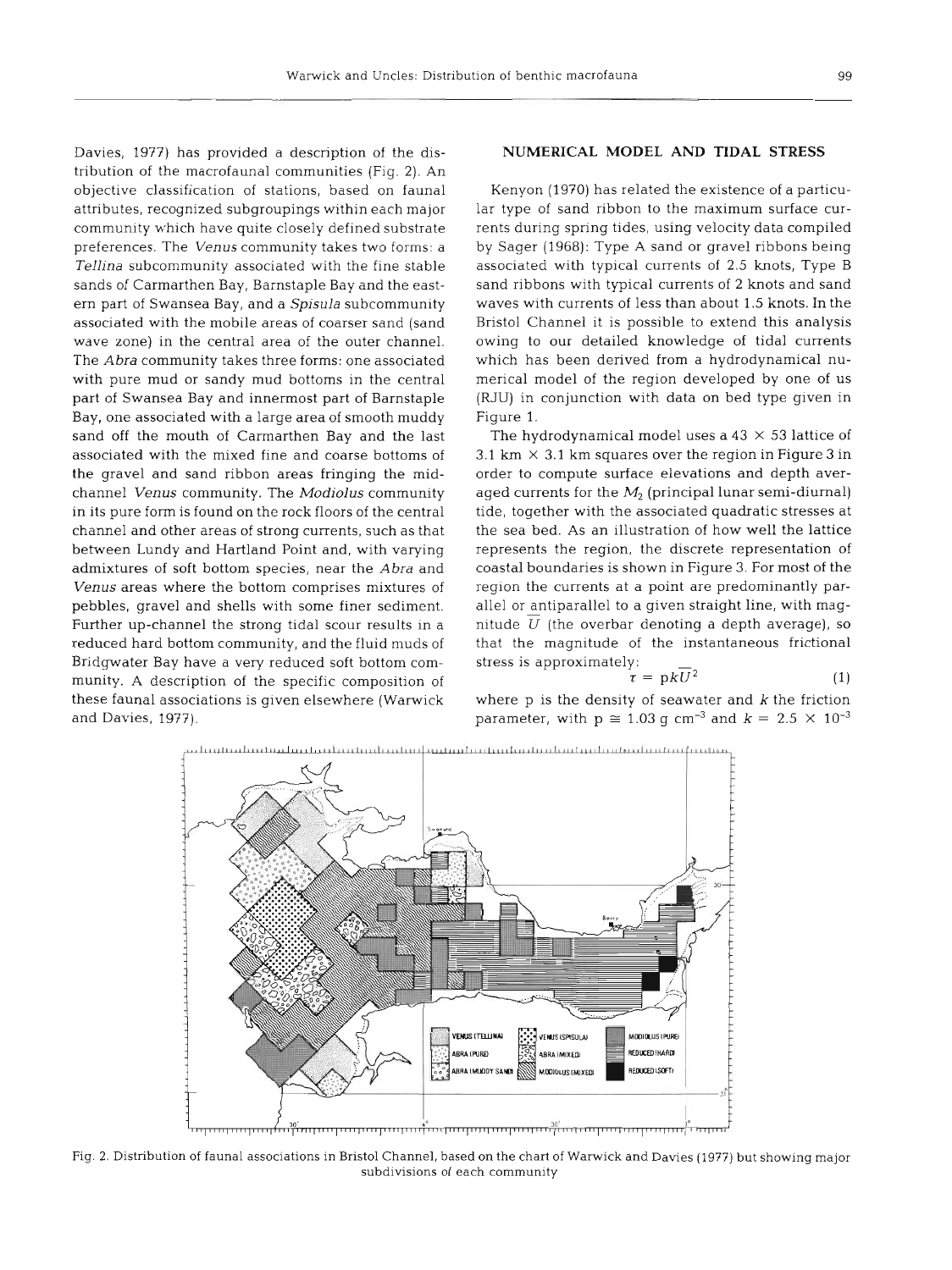Davies, 1977) has provided a description of the distribution of the macrofaunal communities (Fig. 2). An objective classification of stations, based on faunal attributes, recognized subgroupings within each major community which have quite closely defined substrate preferences. The *Venus* community takes two forms: a *Tellina* subcommunity associated with the fine stable sands of Carmarthen Bay, Barnstaple Bay and the eastern part of Swansea Bay, and a *Spisula* subcommunity associated with the mobile areas of coarser sand (sand wave zone) in the central area of the outer channel. The *Abra* community takes three forms: one associated with pure mud or sandy mud bottoms in the central part of Swansea Bay and innermost part of Barnstaple Bay, one associated with a large area of smooth muddy sand off the mouth of Carmarthen Bay and the last associated with the mixed fine and coarse bottoms of the gravel and sand ribbon areas fringing the mid-channel *Venus* community. The *Modiolus* community in its pure form is found on the rock floors of the central channel and other areas of strong currents, such as that between Lundy and Hartland Point and, with varying admixtures of soft bottom species, near the *Abra* and *Venus* areas where the bottom comprises mixtures of pebbles, gravel and shells with some finer sediment. Further up-channel the strong tidal scour results in a reduced hard bottom community, and the fluid muds of Bridgwater Bay have a very reduced soft bottom community. A description of the specific composition of these faunal associations is given elsewhere (Warwick and Davies, 1977).

## NUMERICAL MODEL AND TIDAL STRESS

Kenyon (1970) has related the existence of a particular type of sand ribbon to the maximum surface currents during spring tides, using velocity data compiled by Sager (1968): Type A sand or gravel ribbons being associated with typical currents of 2.5 knots, Type B sand ribbons with typical currents of 2 knots and sand waves with currents of less than about 1.5 knots. In the Bristol Channel it is possible to extend this analysis owing to our detailed knowledge of tidal currents which has been derived from a hydrodynamical numerical model of the region developed by one of us (RJU) in conjunction with data on bed type given in Figure 1.

The hydrodynamical model uses a 43 × 53 lattice of 3.1 km × 3.1 km squares over the region in Figure 3 in order to compute surface elevations and depth averaged currents for the $M_2$ (principal lunar semi-diurnal) tide, together with the associated quadratic stresses at the sea bed. As an illustration of how well the lattice represents the region, the discrete representation of coastal boundaries is shown in Figure 3. For most of the region the currents at a point are predominantly parallel or antiparallel to a given straight line, with magnitude $\overline{U}$ (the overbar denoting a depth average), so that the magnitude of the instantaneous frictional stress is approximately:

$$\tau = \mathrm{p}k\overline{U}^2 \qquad (1)$$

where p is the density of seawater and $k$ the friction parameter, with p ≅ 1.03 g cm$^{-3}$ and $k = 2.5 \times 10^{-3}$

Fig. 2. Distribution of faunal associations in Bristol Channel, based on the chart of Warwick and Davies (1977) but showing major subdivisions of each community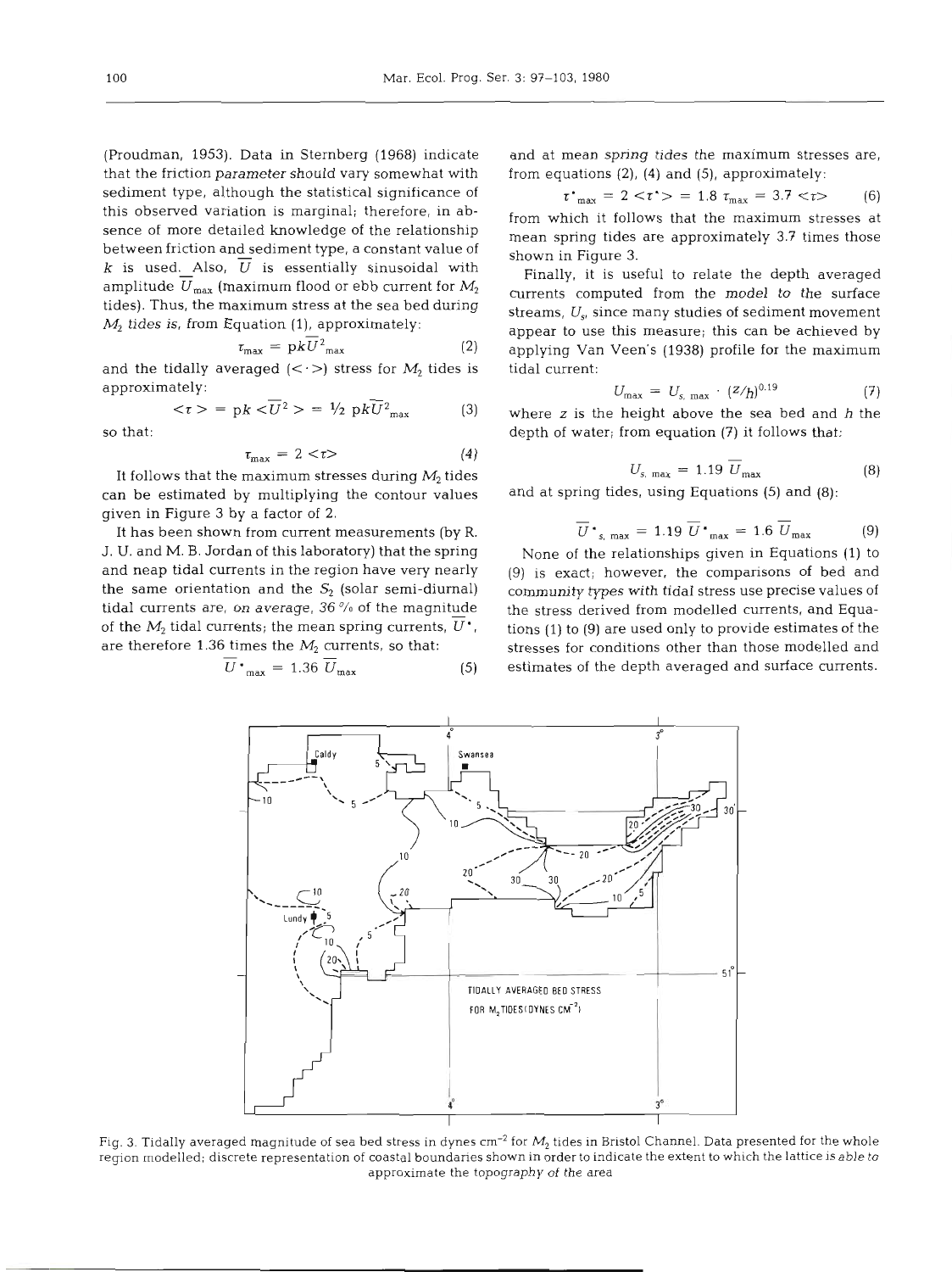(Proudman, 1953). Data in Sternberg (1968) indicate that the friction parameter should vary somewhat with sediment type, although the statistical significance of this observed variation is marginal; therefore, in absence of more detailed knowledge of the relationship between friction and sediment type, a constant value of $k$ is used. Also, $\overline{U}$ is essentially sinusoidal with amplitude $\overline{U}_{max}$ (maximum flood or ebb current for $M_2$ tides). Thus, the maximum stress at the sea bed during $M_2$ tides is, from Equation (1), approximately:

$$\tau_{max} = \rho k \overline{U}^2_{max} \tag{2}$$

and the tidally averaged ($<\cdot>$) stress for $M_2$ tides is approximately:

$$<\tau> = \rho k <\overline{U}^2> = \tfrac{1}{2} \rho k \overline{U}^2_{max} \tag{3}$$

so that:

$$\tau_{max} = 2 <\tau> \tag{4}$$

It follows that the maximum stresses during $M_2$ tides can be estimated by multiplying the contour values given in Figure 3 by a factor of 2.

It has been shown from current measurements (by R. J. U. and M. B. Jordan of this laboratory) that the spring and neap tidal currents in the region have very nearly the same orientation and the $S_2$ (solar semi-diurnal) tidal currents are, on average, 36 % of the magnitude of the $M_2$ tidal currents; the mean spring currents, $\overline{U}^*$, are therefore 1.36 times the $M_2$ currents, so that:

$$\overline{U}^*_{max} = 1.36\ \overline{U}_{max} \tag{5}$$

and at mean spring tides the maximum stresses are, from equations (2), (4) and (5), approximately:

$$\tau^*_{max} = 2 <\tau^*> = 1.8\ \tau_{max} = 3.7 <\tau> \tag{6}$$

from which it follows that the maximum stresses at mean spring tides are approximately 3.7 times those shown in Figure 3.

Finally, it is useful to relate the depth averaged currents computed from the model to the surface streams, $U_s$, since many studies of sediment movement appear to use this measure; this can be achieved by applying Van Veen's (1938) profile for the maximum tidal current:

$$U_{max} = U_{s,\ max} \cdot (z/h)^{0.19} \tag{7}$$

where $z$ is the height above the sea bed and $h$ the depth of water; from equation (7) it follows that:

$$U_{s,\ max} = 1.19\ \overline{U}_{max} \tag{8}$$

and at spring tides, using Equations (5) and (8):

$$\overline{U}^*_{s,\ max} = 1.19\ \overline{U}^*_{max} = 1.6\ \overline{U}_{max} \tag{9}$$

None of the relationships given in Equations (1) to (9) is exact; however, the comparisons of bed and community types with tidal stress use precise values of the stress derived from modelled currents, and Equations (1) to (9) are used only to provide estimates of the stresses for conditions other than those modelled and estimates of the depth averaged and surface currents.

Fig. 3. Tidally averaged magnitude of sea bed stress in dynes cm$^{-2}$ for $M_2$ tides in Bristol Channel. Data presented for the whole region modelled; discrete representation of coastal boundaries shown in order to indicate the extent to which the lattice is able to approximate the topography of the area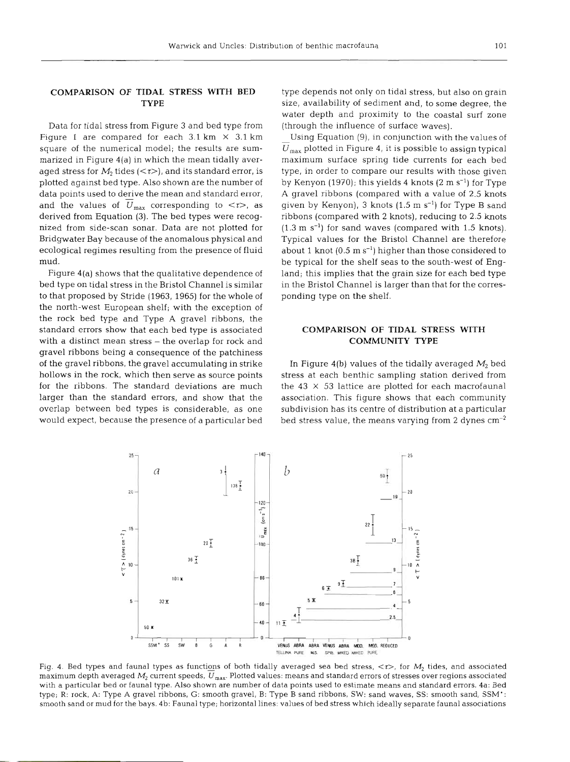## COMPARISON OF TIDAL STRESS WITH BED TYPE

Data for tidal stress from Figure 3 and bed type from Figure 1 are compared for each 3.1 km × 3.1 km square of the numerical model; the results are summarized in Figure 4(a) in which the mean tidally averaged stress for $M_2$ tides ($<\tau>$), and its standard error, is plotted against bed type. Also shown are the number of data points used to derive the mean and standard error, and the values of $\overline{U}_{max}$ corresponding to $<\tau>$, as derived from Equation (3). The bed types were recognized from side-scan sonar. Data are not plotted for Bridgwater Bay because of the anomalous physical and ecological regimes resulting from the presence of fluid mud.

Figure 4(a) shows that the qualitative dependence of bed type on tidal stress in the Bristol Channel is similar to that proposed by Stride (1963, 1965) for the whole of the north-west European shelf; with the exception of the rock bed type and Type A gravel ribbons, the standard errors show that each bed type is associated with a distinct mean stress – the overlap for rock and gravel ribbons being a consequence of the patchiness of the gravel ribbons, the gravel accumulating in strike hollows in the rock, which then serve as source points for the ribbons. The standard deviations are much larger than the standard errors, and show that the overlap between bed types is considerable, as one would expect, because the presence of a particular bed type depends not only on tidal stress, but also on grain size, availability of sediment and, to some degree, the water depth and proximity to the coastal surf zone (through the influence of surface waves).

Using Equation (9), in conjunction with the values of $\overline{U}_{max}$ plotted in Figure 4, it is possible to assign typical maximum surface spring tide currents for each bed type, in order to compare our results with those given by Kenyon (1970); this yields 4 knots (2 m $s^{-1}$) for Type A gravel ribbons (compared with a value of 2.5 knots given by Kenyon), 3 knots (1.5 m $s^{-1}$) for Type B sand ribbons (compared with 2 knots), reducing to 2.5 knots (1.3 m $s^{-1}$) for sand waves (compared with 1.5 knots). Typical values for the Bristol Channel are therefore about 1 knot (0.5 m $s^{-1}$) higher than those considered to be typical for the shelf seas to the south-west of England; this implies that the grain size for each bed type in the Bristol Channel is larger than that for the corresponding type on the shelf.

## COMPARISON OF TIDAL STRESS WITH COMMUNITY TYPE

In Figure 4(b) values of the tidally averaged $M_2$ bed stress at each benthic sampling station derived from the 43 × 53 lattice are plotted for each macrofaunal association. This figure shows that each community subdivision has its centre of distribution at a particular bed stress value, the means varying from 2 dynes $cm^{-2}$

Fig. 4. Bed types and faunal types as functions of both tidally averaged sea bed stress, $<\tau>$, for $M_2$ tides, and associated maximum depth averaged $M_2$ current speeds, $\overline{U}_{max}$. Plotted values: means and standard errors of stresses over regions associated with a particular bed or faunal type. Also shown are number of data points used to estimate means and standard errors. 4a: Bed type; R: rock, A: Type A gravel ribbons, G: smooth gravel, B: Type B sand ribbons, SW: sand waves, SS: smooth sand, SSM*: smooth sand or mud for the bays. 4b: Faunal type; horizontal lines: values of bed stress which ideally separate faunal associations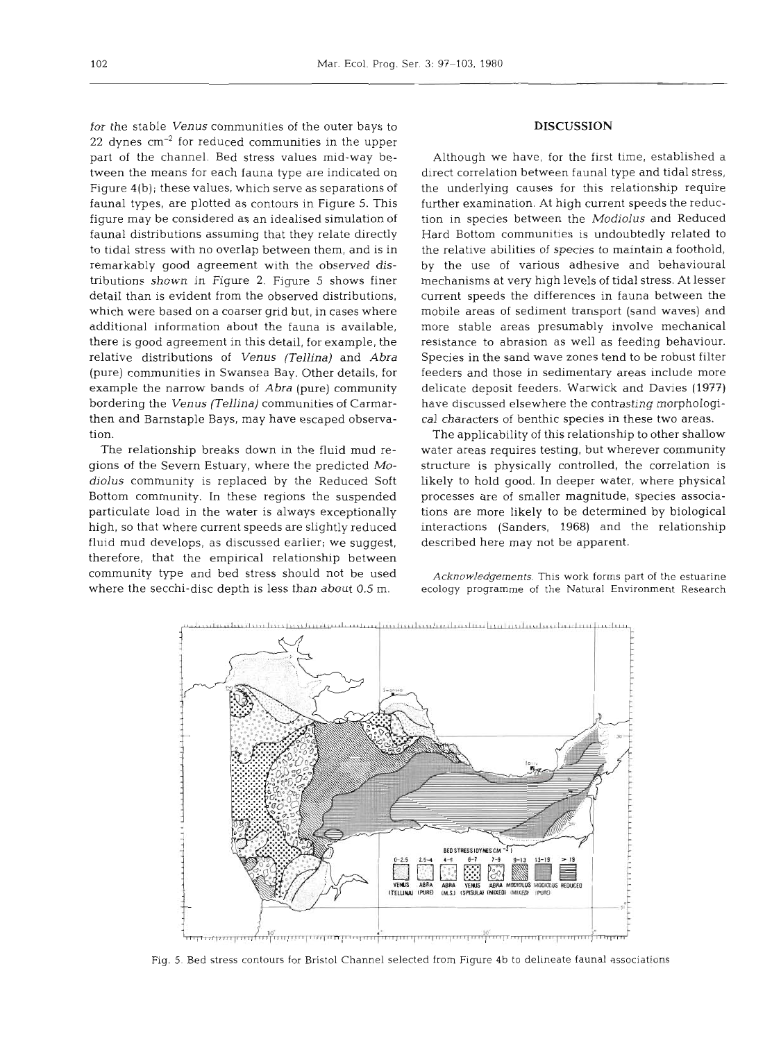for the stable *Venus* communities of the outer bays to 22 dynes $cm^{-2}$ for reduced communities in the upper part of the channel. Bed stress values mid-way between the means for each fauna type are indicated on Figure 4(b); these values, which serve as separations of faunal types, are plotted as contours in Figure 5. This figure may be considered as an idealised simulation of faunal distributions assuming that they relate directly to tidal stress with no overlap between them, and is in remarkably good agreement with the observed distributions shown in Figure 2. Figure 5 shows finer detail than is evident from the observed distributions, which were based on a coarser grid but, in cases where additional information about the fauna is available, there is good agreement in this detail, for example, the relative distributions of *Venus (Tellina)* and *Abra* (pure) communities in Swansea Bay. Other details, for example the narrow bands of *Abra* (pure) community bordering the *Venus (Tellina)* communities of Carmarthen and Barnstaple Bays, may have escaped observation.

The relationship breaks down in the fluid mud regions of the Severn Estuary, where the predicted *Modiolus* community is replaced by the Reduced Soft Bottom community. In these regions the suspended particulate load in the water is always exceptionally high, so that where current speeds are slightly reduced fluid mud develops, as discussed earlier; we suggest, therefore, that the empirical relationship between community type and bed stress should not be used where the secchi-disc depth is less than about 0.5 m.

## DISCUSSION

Although we have, for the first time, established a direct correlation between faunal type and tidal stress, the underlying causes for this relationship require further examination. At high current speeds the reduction in species between the *Modiolus* and Reduced Hard Bottom communities is undoubtedly related to the relative abilities of species to maintain a foothold, by the use of various adhesive and behavioural mechanisms at very high levels of tidal stress. At lesser current speeds the differences in fauna between the mobile areas of sediment transport (sand waves) and more stable areas presumably involve mechanical resistance to abrasion as well as feeding behaviour. Species in the sand wave zones tend to be robust filter feeders and those in sedimentary areas include more delicate deposit feeders. Warwick and Davies (1977) have discussed elsewhere the contrasting morphological characters of benthic species in these two areas.

The applicability of this relationship to other shallow water areas requires testing, but wherever community structure is physically controlled, the correlation is likely to hold good. In deeper water, where physical processes are of smaller magnitude, species associations are more likely to be determined by biological interactions (Sanders, 1968) and the relationship described here may not be apparent.

*Acknowledgements.* This work forms part of the estuarine ecology programme of the Natural Environment Research

Fig. 5. Bed stress contours for Bristol Channel selected from Figure 4b to delineate faunal associations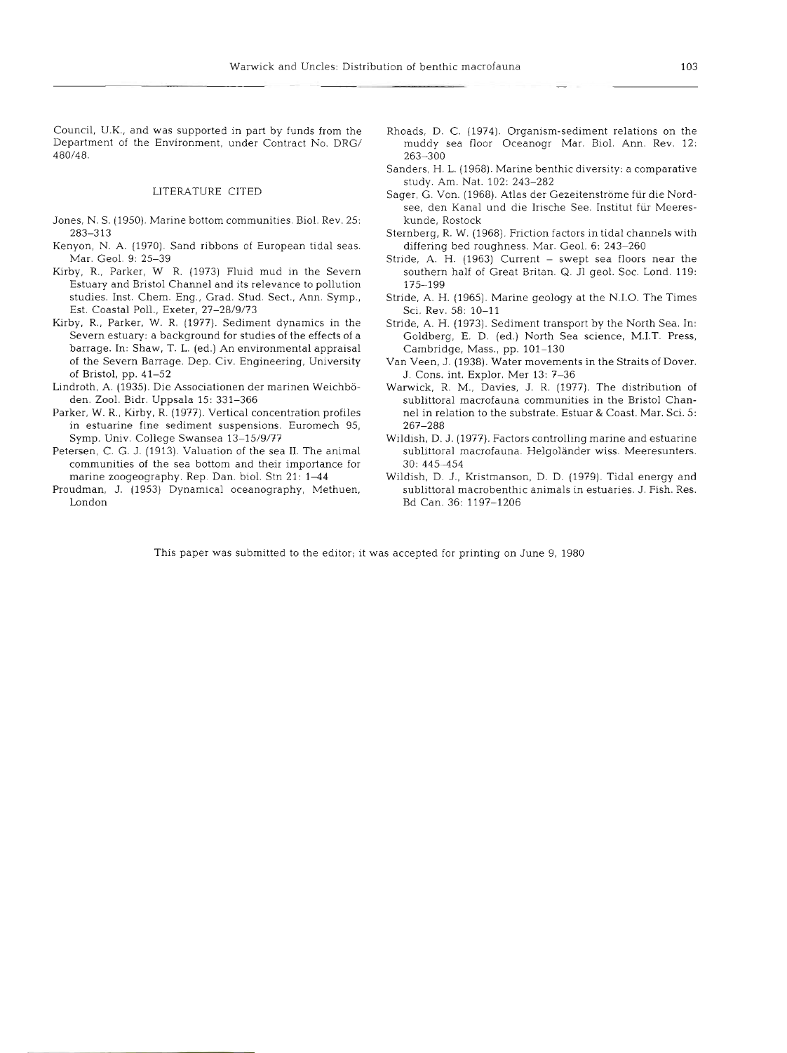Council, U.K., and was supported in part by funds from the Department of the Environment, under Contract No. DRG/ 480/48.

## LITERATURE CITED

Jones, N. S. (1950). Marine bottom communities. Biol. Rev. 25: 283–313

Kenyon, N. A. (1970). Sand ribbons of European tidal seas. Mar. Geol. 9: 25–39

Kirby, R., Parker, W R. (1973) Fluid mud in the Severn Estuary and Bristol Channel and its relevance to pollution studies. Inst. Chem. Eng., Grad. Stud. Sect., Ann. Symp., Est. Coastal Poll., Exeter, 27–28/9/73

Kirby, R., Parker, W. R. (1977). Sediment dynamics in the Severn estuary: a background for studies of the effects of a barrage. In: Shaw, T. L. (ed.) An environmental appraisal of the Severn Barrage. Dep. Civ. Engineering, University of Bristol, pp. 41–52

Lindroth, A. (1935). Die Associationen der marinen Weichböden. Zool. Bidr. Uppsala 15: 331–366

Parker, W. R., Kirby, R. (1977). Vertical concentration profiles in estuarine fine sediment suspensions. Euromech 95, Symp. Univ. College Swansea 13–15/9/77

Petersen, C. G. J. (1913). Valuation of the sea II. The animal communities of the sea bottom and their importance for marine zoogeography. Rep. Dan. biol. Stn 21: 1–44

Proudman, J. (1953) Dynamical oceanography, Methuen, London

Rhoads, D. C. (1974). Organism-sediment relations on the muddy sea floor Oceanogr Mar. Biol. Ann. Rev. 12: 263–300

Sanders, H. L. (1968). Marine benthic diversity: a comparative study. Am. Nat. 102: 243–282

Sager, G. Von. (1968). Atlas der Gezeitenströme für die Nordsee, den Kanal und die Irische See. Institut für Meereskunde, Rostock

Sternberg, R. W. (1968). Friction factors in tidal channels with differing bed roughness. Mar. Geol. 6: 243–260

Stride, A. H. (1963) Current – swept sea floors near the southern half of Great Britan. Q. Jl geol. Soc. Lond. 119: 175–199

Stride, A. H. (1965). Marine geology at the N.I.O. The Times Sci. Rev. 58: 10–11

Stride, A. H. (1973). Sediment transport by the North Sea. In: Goldberg, E. D. (ed.) North Sea science, M.I.T. Press, Cambridge, Mass., pp. 101–130

Van Veen, J. (1938). Water movements in the Straits of Dover. J. Cons. int. Explor. Mer 13: 7–36

Warwick, R. M., Davies, J. R. (1977). The distribution of sublittoral macrofauna communities in the Bristol Channel in relation to the substrate. Estuar & Coast. Mar. Sci. 5: 267–288

Wildish, D. J. (1977). Factors controlling marine and estuarine sublittoral macrofauna. Helgoländer wiss. Meeresunters. 30: 445–454

Wildish, D. J., Kristmanson, D. D. (1979). Tidal energy and sublittoral macrobenthic animals in estuaries. J. Fish. Res. Bd Can. 36: 1197–1206

This paper was submitted to the editor; it was accepted for printing on June 9, 1980